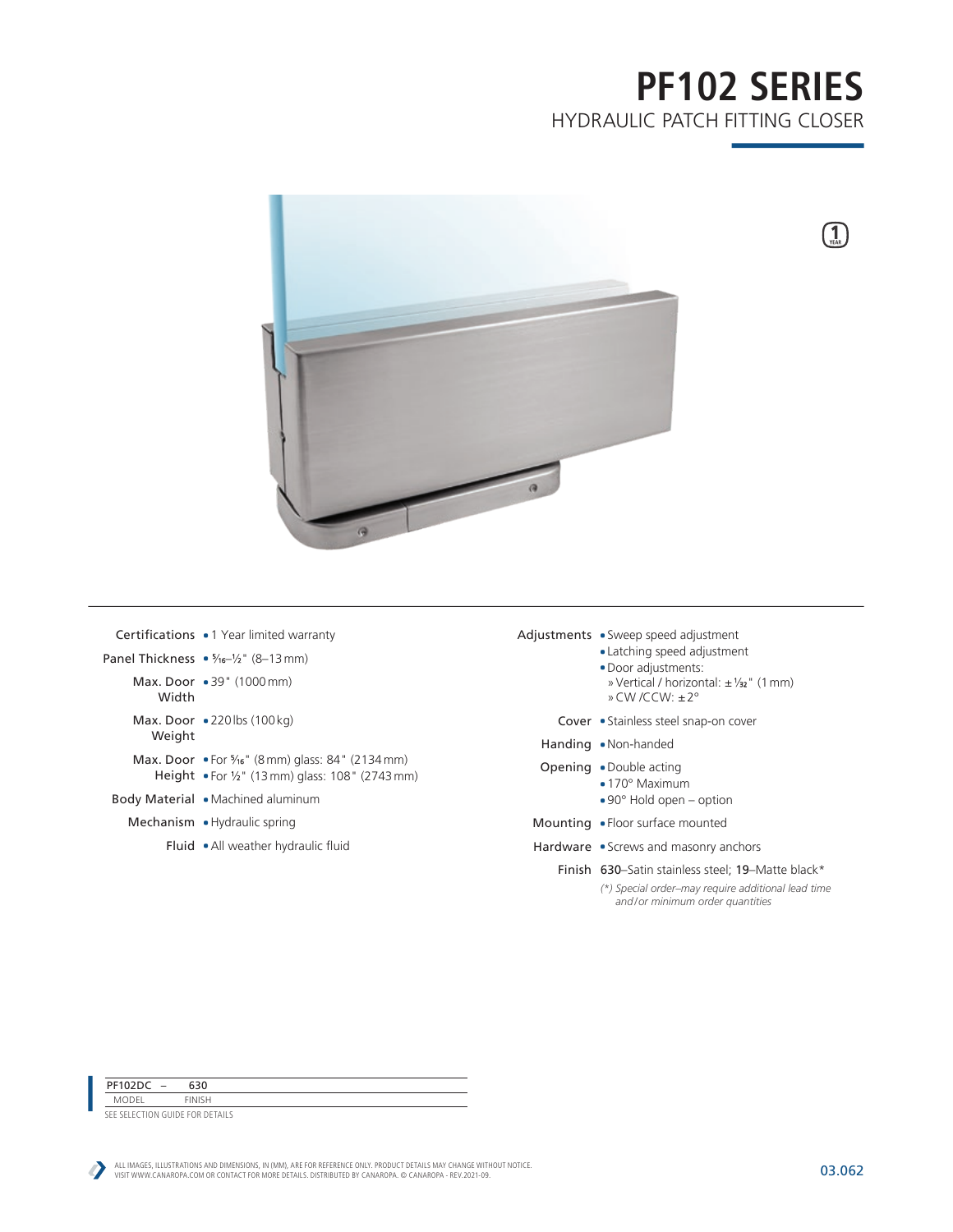# PF102 SERIES

## HYDRAULIC PATCH FITTING CLOSER

| | |
|---|---|
| Certifications | • 1 Year limited warranty |
| Panel Thickness | • 5⁄16–½" (8–13 mm) |
| Max. Door Width | • 39" (1000 mm) |
| Max. Door Weight | • 220 lbs (100 kg) |
| Max. Door Height | • For 5⁄16" (8 mm) glass: 84" (2134 mm)<br>• For ½" (13 mm) glass: 108" (2743 mm) |
| Body Material | • Machined aluminum |
| Mechanism | • Hydraulic spring |
| Fluid | • All weather hydraulic fluid |
| Adjustments | • Sweep speed adjustment<br>• Latching speed adjustment<br>• Door adjustments:<br>» Vertical / horizontal: ± 1⁄32" (1 mm)<br>» CW /CCW: ± 2° |
| Cover | • Stainless steel snap-on cover |
| Handing | • Non-handed |
| Opening | • Double acting<br>• 170° Maximum<br>• 90° Hold open – option |
| Mounting | • Floor surface mounted |
| Hardware | • Screws and masonry anchors |
| Finish | **630**–Satin stainless steel; **19**–Matte black*<br>*(*) Special order–may require additional lead time and/or minimum order quantities* |

| PF102DC – | 630 |
|---|---|
| MODEL | FINISH |

SEE SELECTION GUIDE FOR DETAILS

ALL IMAGES, ILLUSTRATIONS AND DIMENSIONS, IN (MM), ARE FOR REFERENCE ONLY. PRODUCT DETAILS MAY CHANGE WITHOUT NOTICE. VISIT WWW.CANAROPA.COM OR CONTACT FOR MORE DETAILS. DISTRIBUTED BY CANAROPA. © CANAROPA - REV.2021-09.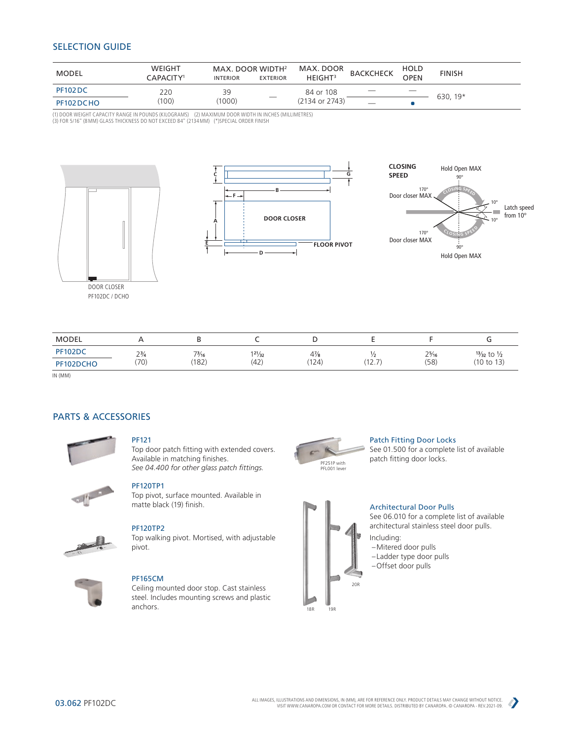## SELECTION GUIDE

| MODEL | WEIGHT CAPACITY[1] | MAX. DOOR WIDTH[2] INTERIOR | MAX. DOOR WIDTH[2] EXTERIOR | MAX. DOOR HEIGHT[3] | BACKCHECK | HOLD OPEN | FINISH |
|---|---|---|---|---|---|---|---|
| PF102DC | 220 (100) | 39 (1000) | — | 84 or 108 (2134 or 2743) | — | — | 630, 19* |
| PF102DCHO | | | | | — | ● | |

(1) DOOR WEIGHT CAPACITY RANGE IN POUNDS (KILOGRAMS) (2) MAXIMUM DOOR WIDTH IN INCHES (MILLIMETRES)
(3) FOR 5/16" (8MM) GLASS THICKNESS DO NOT EXCEED 84" (2134MM) (*)SPECIAL ORDER FINISH

DOOR CLOSER
PF102DC / DCHO

DOOR CLOSER
FLOOR PIVOT
A B C D E F G

CLOSING SPEED
Hold Open MAX
90°
170°
Door closer MAX
10°
Latch speed from 10°
10°
170°
Door closer MAX
90°
Hold Open MAX

| MODEL | A | B | C | D | E | F | G |
|---|---|---|---|---|---|---|---|
| PF102DC | 2¾ (70) | 7³⁄₁₆ (182) | 1²¹⁄₃₂ (42) | 4⅞ (124) | ½ (12.7) | 2⁵⁄₁₆ (58) | ¹³⁄₃₂ to ½ (10 to 13) |
| PF102DCHO | | | | | | | |

IN (MM)

## PARTS & ACCESSORIES

**PF121**
Top door patch fitting with extended covers. Available in matching finishes.
*See 04.400 for other glass patch fittings.*

**PF120TP1**
Top pivot, surface mounted. Available in matte black (19) finish.

**PF120TP2**
Top walking pivot. Mortised, with adjustable pivot.

**PF165CM**
Ceiling mounted door stop. Cast stainless steel. Includes mounting screws and plastic anchors.

PF251P with PFL001 lever

**Patch Fitting Door Locks**
See 01.500 for a complete list of available patch fitting door locks.

18R 19R 20R

**Architectural Door Pulls**
See 06.010 for a complete list of available architectural stainless steel door pulls.
Including:
- Mitered door pulls
- Ladder type door pulls
- Offset door pulls

03.062 PF102DC

ALL IMAGES, ILLUSTRATIONS AND DIMENSIONS, IN (MM), ARE FOR REFERENCE ONLY. PRODUCT DETAILS MAY CHANGE WITHOUT NOTICE. VISIT WWW.CANAROPA.COM OR CONTACT FOR MORE DETAILS. DISTRIBUTED BY CANAROPA. © CANAROPA - REV.2021-09.